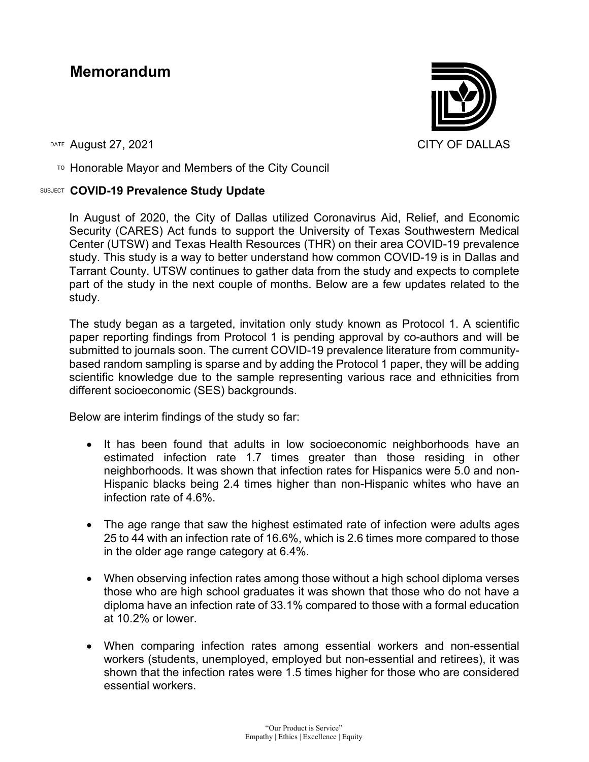# Memorandum

CITY OF DALLAS

DATE August 27, 2021

TO Honorable Mayor and Members of the City Council

SUBJECT **COVID-19 Prevalence Study Update**

In August of 2020, the City of Dallas utilized Coronavirus Aid, Relief, and Economic Security (CARES) Act funds to support the University of Texas Southwestern Medical Center (UTSW) and Texas Health Resources (THR) on their area COVID-19 prevalence study. This study is a way to better understand how common COVID-19 is in Dallas and Tarrant County. UTSW continues to gather data from the study and expects to complete part of the study in the next couple of months. Below are a few updates related to the study.

The study began as a targeted, invitation only study known as Protocol 1. A scientific paper reporting findings from Protocol 1 is pending approval by co-authors and will be submitted to journals soon. The current COVID-19 prevalence literature from community-based random sampling is sparse and by adding the Protocol 1 paper, they will be adding scientific knowledge due to the sample representing various race and ethnicities from different socioeconomic (SES) backgrounds.

Below are interim findings of the study so far:

- It has been found that adults in low socioeconomic neighborhoods have an estimated infection rate 1.7 times greater than those residing in other neighborhoods. It was shown that infection rates for Hispanics were 5.0 and non-Hispanic blacks being 2.4 times higher than non-Hispanic whites who have an infection rate of 4.6%.

- The age range that saw the highest estimated rate of infection were adults ages 25 to 44 with an infection rate of 16.6%, which is 2.6 times more compared to those in the older age range category at 6.4%.

- When observing infection rates among those without a high school diploma verses those who are high school graduates it was shown that those who do not have a diploma have an infection rate of 33.1% compared to those with a formal education at 10.2% or lower.

- When comparing infection rates among essential workers and non-essential workers (students, unemployed, employed but non-essential and retirees), it was shown that the infection rates were 1.5 times higher for those who are considered essential workers.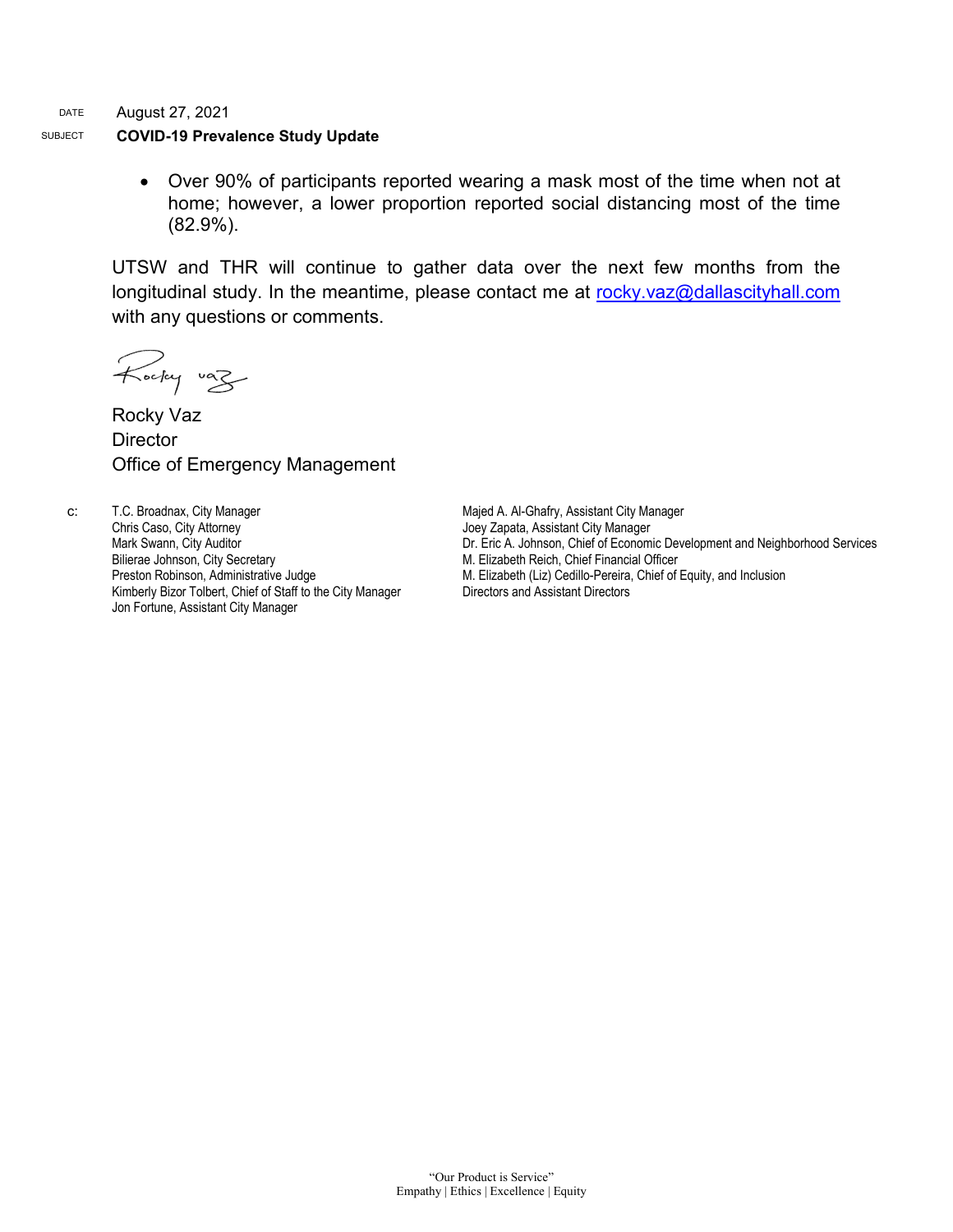DATE August 27, 2021

SUBJECT **COVID-19 Prevalence Study Update**

- Over 90% of participants reported wearing a mask most of the time when not at home; however, a lower proportion reported social distancing most of the time (82.9%).

UTSW and THR will continue to gather data over the next few months from the longitudinal study. In the meantime, please contact me at rocky.vaz@dallascityhall.com with any questions or comments.

Rocky Vaz
Director
Office of Emergency Management

c:
T.C. Broadnax, City Manager
Chris Caso, City Attorney
Mark Swann, City Auditor
Bilierae Johnson, City Secretary
Preston Robinson, Administrative Judge
Kimberly Bizor Tolbert, Chief of Staff to the City Manager
Jon Fortune, Assistant City Manager
Majed A. Al-Ghafry, Assistant City Manager
Joey Zapata, Assistant City Manager
Dr. Eric A. Johnson, Chief of Economic Development and Neighborhood Services
M. Elizabeth Reich, Chief Financial Officer
M. Elizabeth (Liz) Cedillo-Pereira, Chief of Equity, and Inclusion
Directors and Assistant Directors

"Our Product is Service"
Empathy | Ethics | Excellence | Equity